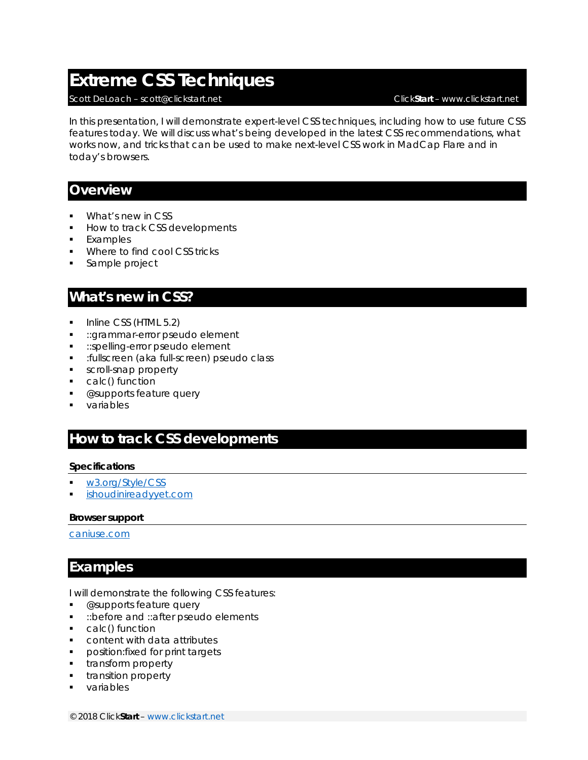# Extreme CSS Techniques

Scott DeLoach – scott@clickstart.net | Click**Start** – www.clickstart.net

In this presentation, I will demonstrate expert-level CSS techniques, including how to use future CSS features today. We will discuss what's being developed in the latest CSS recommendations, what works now, and tricks that can be used to make next-level CSS work in MadCap Flare and in today's browsers.

## Overview

- What's new in CSS
- How to track CSS developments
- Examples
- Where to find cool CSS tricks
- Sample project

## What's new in CSS?

- Inline CSS (HTML 5.2)
- ::grammar-error pseudo element
- ::spelling-error pseudo element
- :fullscreen (aka full-screen) pseudo class
- scroll-snap property
- calc() function
- @supports feature query
- variables

## How to track CSS developments

### Specifications

- [w3.org/Style/CSS](w3.org/Style/CSS)
- [ishoudinireadyyet.com](ishoudinireadyyet.com)

### Browser support

[caniuse.com](caniuse.com)

## Examples

I will demonstrate the following CSS features:

- @supports feature query
- ::before and ::after pseudo elements
- calc() function
- content with data attributes
- position:fixed for print targets
- transform property
- transition property
- variables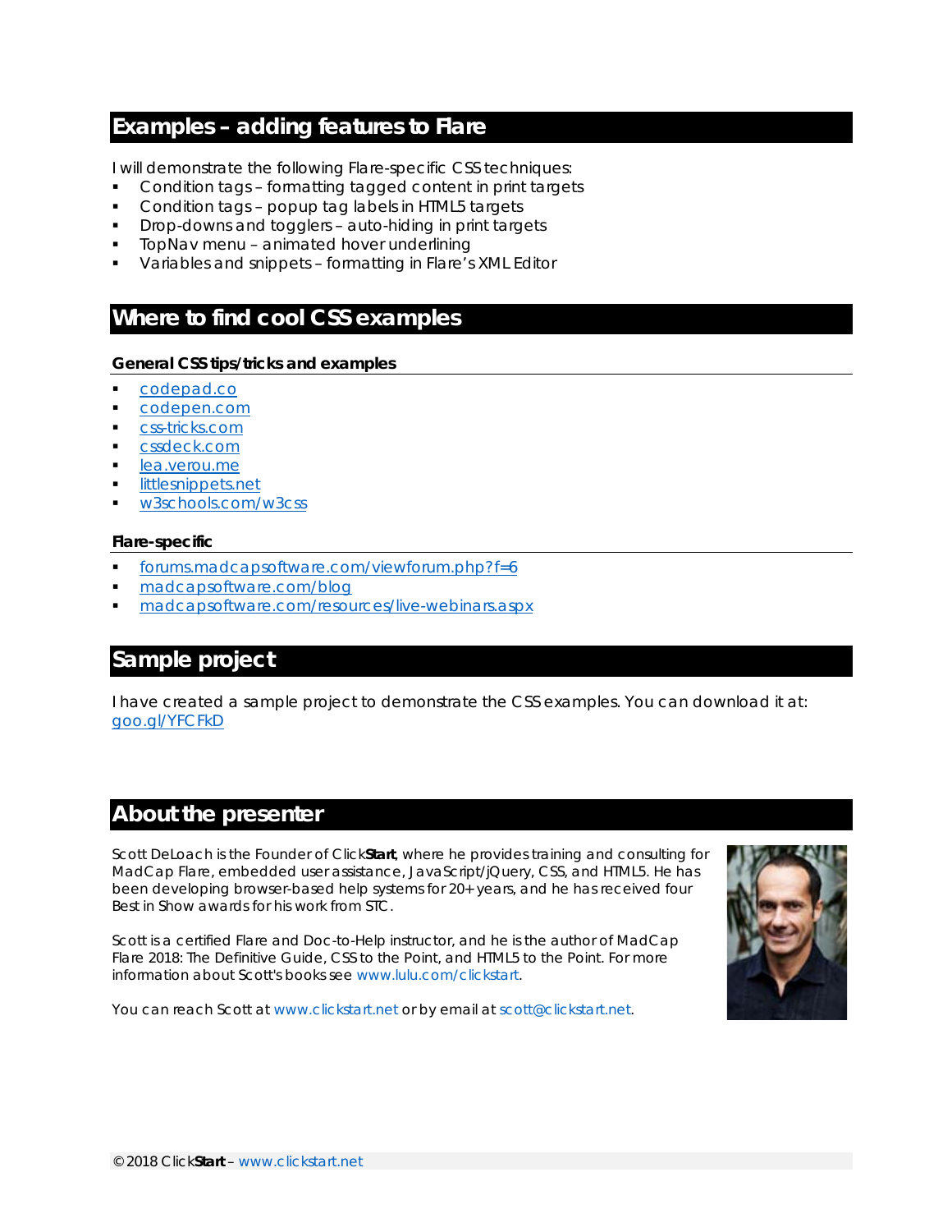## Examples – adding features to Flare

I will demonstrate the following Flare-specific CSS techniques:

- Condition tags – formatting tagged content in print targets
- Condition tags – popup tag labels in HTML5 targets
- Drop-downs and togglers – auto-hiding in print targets
- TopNav menu – animated hover underlining
- Variables and snippets – formatting in Flare's XML Editor

## Where to find cool CSS examples

### General CSS tips/tricks and examples

- codepad.co
- codepen.com
- css-tricks.com
- cssdeck.com
- lea.verou.me
- littlesnippets.net
- w3schools.com/w3css

### Flare-specific

- forums.madcapsoftware.com/viewforum.php?f=6
- madcapsoftware.com/blog
- madcapsoftware.com/resources/live-webinars.aspx

## Sample project

I have created a sample project to demonstrate the CSS examples. You can download it at: goo.gl/YFCFkD

## About the presenter

Scott DeLoach is the Founder of Click**Start**, where he provides training and consulting for MadCap Flare, embedded user assistance, JavaScript/jQuery, CSS, and HTML5. He has been developing browser-based help systems for 20+ years, and he has received four Best in Show awards for his work from STC.

Scott is a certified Flare and Doc-to-Help instructor, and he is the author of MadCap Flare 2018: The Definitive Guide, CSS to the Point, and HTML5 to the Point. For more information about Scott's books see www.lulu.com/clickstart.

You can reach Scott at www.clickstart.net or by email at scott@clickstart.net.